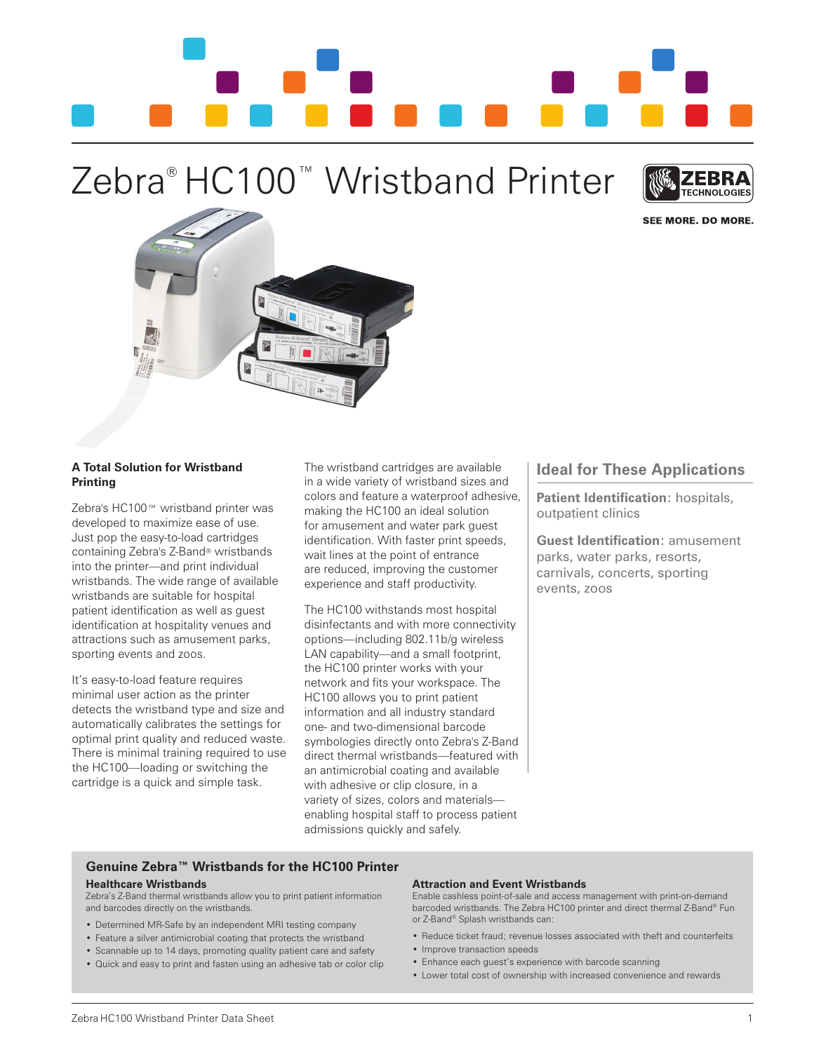# Zebra® HC100™ Wristband Printer

SEE MORE. DO MORE.

## A Total Solution for Wristband Printing

Zebra's HC100™ wristband printer was developed to maximize ease of use. Just pop the easy-to-load cartridges containing Zebra's Z-Band® wristbands into the printer—and print individual wristbands. The wide range of available wristbands are suitable for hospital patient identification as well as guest identification at hospitality venues and attractions such as amusement parks, sporting events and zoos.

It's easy-to-load feature requires minimal user action as the printer detects the wristband type and size and automatically calibrates the settings for optimal print quality and reduced waste. There is minimal training required to use the HC100—loading or switching the cartridge is a quick and simple task.

The wristband cartridges are available in a wide variety of wristband sizes and colors and feature a waterproof adhesive, making the HC100 an ideal solution for amusement and water park guest identification. With faster print speeds, wait lines at the point of entrance are reduced, improving the customer experience and staff productivity.

The HC100 withstands most hospital disinfectants and with more connectivity options—including 802.11b/g wireless LAN capability—and a small footprint, the HC100 printer works with your network and fits your workspace. The HC100 allows you to print patient information and all industry standard one- and two-dimensional barcode symbologies directly onto Zebra's Z-Band direct thermal wristbands—featured with an antimicrobial coating and available with adhesive or clip closure, in a variety of sizes, colors and materials—enabling hospital staff to process patient admissions quickly and safely.

## Ideal for These Applications

**Patient Identification**: hospitals, outpatient clinics

**Guest Identification**: amusement parks, water parks, resorts, carnivals, concerts, sporting events, zoos

## Genuine Zebra™ Wristbands for the HC100 Printer

### Healthcare Wristbands

Zebra's Z-Band thermal wristbands allow you to print patient information and barcodes directly on the wristbands.

- Determined MR-Safe by an independent MRI testing company
- Feature a silver antimicrobial coating that protects the wristband
- Scannable up to 14 days, promoting quality patient care and safety
- Quick and easy to print and fasten using an adhesive tab or color clip

### Attraction and Event Wristbands

Enable cashless point-of-sale and access management with print-on-demand barcoded wristbands. The Zebra HC100 printer and direct thermal Z-Band® Fun or Z-Band® Splash wristbands can:

- Reduce ticket fraud; revenue losses associated with theft and counterfeits
- Improve transaction speeds
- Enhance each guest's experience with barcode scanning
- Lower total cost of ownership with increased convenience and rewards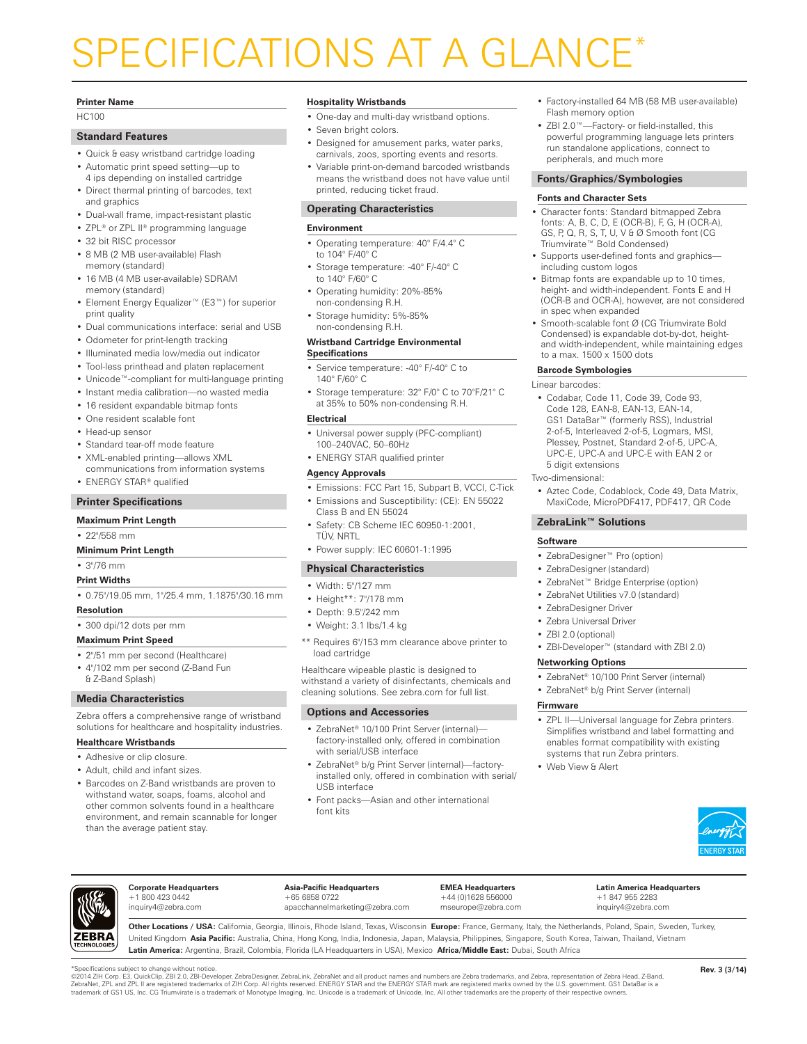# SPECIFICATIONS AT A GLANCE*

**Printer Name**

HC100

## Standard Features

- Quick & easy wristband cartridge loading
- Automatic print speed setting—up to 4 ips depending on installed cartridge
- Direct thermal printing of barcodes, text and graphics
- Dual-wall frame, impact-resistant plastic
- ZPL® or ZPL II® programming language
- 32 bit RISC processor
- 8 MB (2 MB user-available) Flash memory (standard)
- 16 MB (4 MB user-available) SDRAM memory (standard)
- Element Energy Equalizer™ (E3™) for superior print quality
- Dual communications interface: serial and USB
- Odometer for print-length tracking
- Illuminated media low/media out indicator
- Tool-less printhead and platen replacement
- Unicode™-compliant for multi-language printing
- Instant media calibration—no wasted media
- 16 resident expandable bitmap fonts
- One resident scalable font
- Head-up sensor
- Standard tear-off mode feature
- XML-enabled printing—allows XML communications from information systems
- ENERGY STAR® qualified

## Printer Specifications

### Maximum Print Length

- 22"/558 mm

### Minimum Print Length

- 3"/76 mm

### Print Widths

- 0.75"/19.05 mm, 1"/25.4 mm, 1.1875"/30.16 mm

### Resolution

- 300 dpi/12 dots per mm

### Maximum Print Speed

- 2"/51 mm per second (Healthcare)
- 4"/102 mm per second (Z-Band Fun & Z-Band Splash)

## Media Characteristics

Zebra offers a comprehensive range of wristband solutions for healthcare and hospitality industries.

### Healthcare Wristbands

- Adhesive or clip closure.
- Adult, child and infant sizes.
- Barcodes on Z-Band wristbands are proven to withstand water, soaps, foams, alcohol and other common solvents found in a healthcare environment, and remain scannable for longer than the average patient stay.

### Hospitality Wristbands

- One-day and multi-day wristband options.
- Seven bright colors.
- Designed for amusement parks, water parks, carnivals, zoos, sporting events and resorts.
- Variable print-on-demand barcoded wristbands means the wristband does not have value until printed, reducing ticket fraud.

## Operating Characteristics

### Environment

- Operating temperature: 40° F/4.4° C to 104° F/40° C
- Storage temperature: -40° F/-40° C to 140° F/60° C
- Operating humidity: 20%-85% non-condensing R.H.
- Storage humidity: 5%-85% non-condensing R.H.

### Wristband Cartridge Environmental Specifications

- Service temperature: -40° F/-40° C to 140° F/60° C
- Storage temperature: 32° F/0° C to 70°F/21° C at 35% to 50% non-condensing R.H.

### Electrical

- Universal power supply (PFC-compliant) 100–240VAC, 50–60Hz
- ENERGY STAR qualified printer

### Agency Approvals

- Emissions: FCC Part 15, Subpart B, VCCI, C-Tick
- Emissions and Susceptibility: (CE): EN 55022 Class B and EN 55024
- Safety: CB Scheme IEC 60950-1:2001, TÜV, NRTL
- Power supply: IEC 60601-1:1995

## Physical Characteristics

- Width: 5"/127 mm
- Height**: 7"/178 mm
- Depth: 9.5"/242 mm
- Weight: 3.1 lbs/1.4 kg

** Requires 6"/153 mm clearance above printer to load cartridge

Healthcare wipeable plastic is designed to withstand a variety of disinfectants, chemicals and cleaning solutions. See zebra.com for full list.

## Options and Accessories

- ZebraNet® 10/100 Print Server (internal)—factory-installed only, offered in combination with serial/USB interface
- ZebraNet® b/g Print Server (internal)—factory-installed only, offered in combination with serial/USB interface
- Font packs—Asian and other international font kits
- Factory-installed 64 MB (58 MB user-available) Flash memory option
- ZBI 2.0™—Factory- or field-installed, this powerful programming language lets printers run standalone applications, connect to peripherals, and much more

## Fonts/Graphics/Symbologies

### Fonts and Character Sets

- Character fonts: Standard bitmapped Zebra fonts: A, B, C, D, E (OCR-B), F, G, H (OCR-A), GS, P, Q, R, S, T, U, V & Ø Smooth font (CG Triumvirate™ Bold Condensed)
- Supports user-defined fonts and graphics—including custom logos
- Bitmap fonts are expandable up to 10 times, height- and width-independent. Fonts E and H (OCR-B and OCR-A), however, are not considered in spec when expanded
- Smooth-scalable font Ø (CG Triumvirate Bold Condensed) is expandable dot-by-dot, height- and width-independent, while maintaining edges to a max. 1500 x 1500 dots

### Barcode Symbologies

Linear barcodes:

- Codabar, Code 11, Code 39, Code 93, Code 128, EAN-8, EAN-13, EAN-14, GS1 DataBar™ (formerly RSS), Industrial 2-of-5, Interleaved 2-of-5, Logmars, MSI, Plessey, Postnet, Standard 2-of-5, UPC-A, UPC-E, UPC-A and UPC-E with EAN 2 or 5 digit extensions

Two-dimensional:

- Aztec Code, Codablock, Code 49, Data Matrix, MaxiCode, MicroPDF417, PDF417, QR Code

## ZebraLink™ Solutions

### Software

- ZebraDesigner™ Pro (option)
- ZebraDesigner (standard)
- ZebraNet™ Bridge Enterprise (option)
- ZebraNet Utilities v7.0 (standard)
- ZebraDesigner Driver
- Zebra Universal Driver
- ZBI 2.0 (optional)
- ZBI-Developer™ (standard with ZBI 2.0)

### Networking Options

- ZebraNet® 10/100 Print Server (internal)
- ZebraNet® b/g Print Server (internal)

### Firmware

- ZPL II—Universal language for Zebra printers. Simplifies wristband and label formatting and enables format compatibility with existing systems that run Zebra printers.
- Web View & Alert

ENERGY STAR

**Corporate Headquarters**
+1 800 423 0442
inquiry4@zebra.com

**Asia-Pacific Headquarters**
+65 6858 0722
apacchannelmarketing@zebra.com

**EMEA Headquarters**
+44 (0)1628 556000
mseurope@zebra.com

**Latin America Headquarters**
+1 847 955 2283
inquiry4@zebra.com

**Other Locations / USA:** California, Georgia, Illinois, Rhode Island, Texas, Wisconsin **Europe:** France, Germany, Italy, the Netherlands, Poland, Spain, Sweden, Turkey, United Kingdom **Asia Pacific:** Australia, China, Hong Kong, India, Indonesia, Japan, Malaysia, Philippines, Singapore, South Korea, Taiwan, Thailand, Vietnam **Latin America:** Argentina, Brazil, Colombia, Florida (LA Headquarters in USA), Mexico **Africa/Middle East:** Dubai, South Africa

*Specifications subject to change without notice.
©2014 ZIH Corp. E3, QuickClip, ZBI 2.0, ZBI-Developer, ZebraDesigner, ZebraLink, ZebraNet and all product names and numbers are Zebra trademarks, and Zebra, representation of Zebra Head, Z-Band, ZebraNet, ZPL and ZPL II are registered trademarks of ZIH Corp. All rights reserved. ENERGY STAR and the ENERGY STAR mark are registered marks owned by the U.S. government. GS1 DataBar is a trademark of GS1 US, Inc. CG Triumvirate is a trademark of Monotype Imaging, Inc. Unicode is a trademark of Unicode, Inc. All other trademarks are the property of their respective owners.

**Rev. 3 (3/14)**